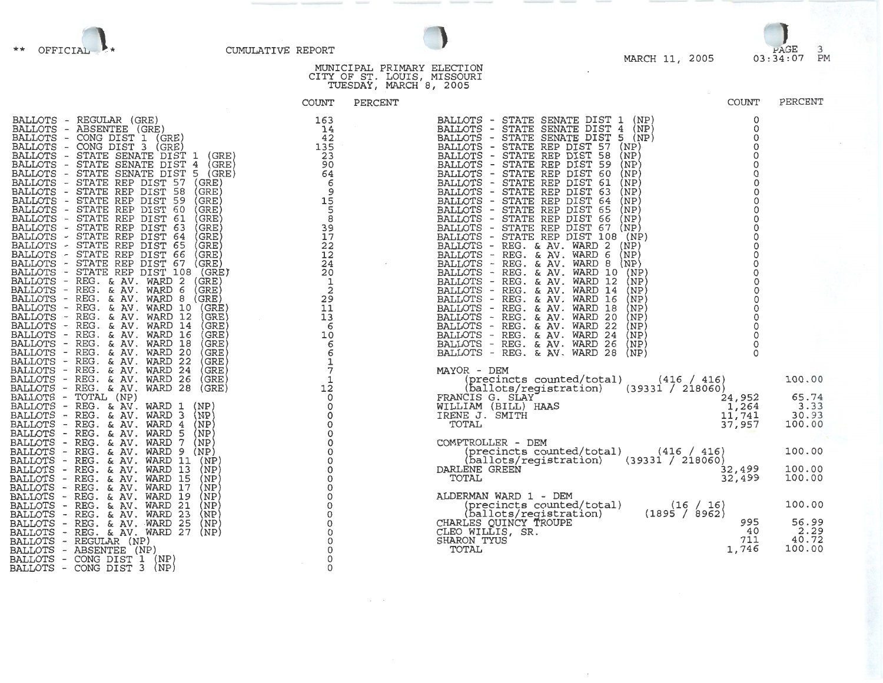\*\* OFFICIAL \*\*　　CUMULATIVE REPORT　　MARCH 11, 2005　　03:34:07 PM

MUNICIPAL PRIMARY ELECTION
CITY OF ST. LOUIS, MISSOURI
TUESDAY, MARCH 8, 2005

| | COUNT | PERCENT |
|---|---|---|
| BALLOTS - REGULAR (GRE) | 163 | |
| BALLOTS - ABSENTEE (GRE) | 14 | |
| BALLOTS - CONG DIST 1 (GRE) | 42 | |
| BALLOTS - CONG DIST 3 (GRE) | 135 | |
| BALLOTS - STATE SENATE DIST 1 (GRE) | 23 | |
| BALLOTS - STATE SENATE DIST 4 (GRE) | 90 | |
| BALLOTS - STATE SENATE DIST 5 (GRE) | 64 | |
| BALLOTS - STATE REP DIST 57 (GRE) | 6 | |
| BALLOTS - STATE REP DIST 58 (GRE) | 9 | |
| BALLOTS - STATE REP DIST 59 (GRE) | 15 | |
| BALLOTS - STATE REP DIST 60 (GRE) | 5 | |
| BALLOTS - STATE REP DIST 61 (GRE) | 8 | |
| BALLOTS - STATE REP DIST 63 (GRE) | 39 | |
| BALLOTS - STATE REP DIST 64 (GRE) | 17 | |
| BALLOTS - STATE REP DIST 65 (GRE) | 22 | |
| BALLOTS - STATE REP DIST 66 (GRE) | 12 | |
| BALLOTS - STATE REP DIST 67 (GRE) | 24 | |
| BALLOTS - STATE REP DIST 108 (GRE) | 20 | |
| BALLOTS - REG. & AV. WARD 2 (GRE) | 1 | |
| BALLOTS - REG. & AV. WARD 6 (GRE) | 2 | |
| BALLOTS - REG. & AV. WARD 8 (GRE) | 29 | |
| BALLOTS - REG. & AV. WARD 10 (GRE) | 11 | |
| BALLOTS - REG. & AV. WARD 12 (GRE) | 13 | |
| BALLOTS - REG. & AV. WARD 14 (GRE) | 6 | |
| BALLOTS - REG. & AV. WARD 16 (GRE) | 10 | |
| BALLOTS - REG. & AV. WARD 18 (GRE) | 6 | |
| BALLOTS - REG. & AV. WARD 20 (GRE) | 6 | |
| BALLOTS - REG. & AV. WARD 22 (GRE) | 1 | |
| BALLOTS - REG. & AV. WARD 24 (GRE) | 7 | |
| BALLOTS - REG. & AV. WARD 26 (GRE) | 1 | |
| BALLOTS - REG. & AV. WARD 28 (GRE) | 12 | |
| BALLOTS - TOTAL (NP) | 0 | |
| BALLOTS - REG. & AV. WARD 1 (NP) | 0 | |
| BALLOTS - REG. & AV. WARD 3 (NP) | 0 | |
| BALLOTS - REG. & AV. WARD 4 (NP) | 0 | |
| BALLOTS - REG. & AV. WARD 5 (NP) | 0 | |
| BALLOTS - REG. & AV. WARD 7 (NP) | 0 | |
| BALLOTS - REG. & AV. WARD 9 (NP) | 0 | |
| BALLOTS - REG. & AV. WARD 11 (NP) | 0 | |
| BALLOTS - REG. & AV. WARD 13 (NP) | 0 | |
| BALLOTS - REG. & AV. WARD 15 (NP) | 0 | |
| BALLOTS - REG. & AV. WARD 17 (NP) | 0 | |
| BALLOTS - REG. & AV. WARD 19 (NP) | 0 | |
| BALLOTS - REG. & AV. WARD 21 (NP) | 0 | |
| BALLOTS - REG. & AV. WARD 23 (NP) | 0 | |
| BALLOTS - REG. & AV. WARD 25 (NP) | 0 | |
| BALLOTS - REG. & AV. WARD 27 (NP) | 0 | |
| BALLOTS - REGULAR (NP) | 0 | |
| BALLOTS - ABSENTEE (NP) | 0 | |
| BALLOTS - CONG DIST 1 (NP) | 0 | |
| BALLOTS - CONG DIST 3 (NP) | 0 | |
| BALLOTS - STATE SENATE DIST 1 (NP) | 0 | |
| BALLOTS - STATE SENATE DIST 4 (NP) | 0 | |
| BALLOTS - STATE SENATE DIST 5 (NP) | 0 | |
| BALLOTS - STATE REP DIST 57 (NP) | 0 | |
| BALLOTS - STATE REP DIST 58 (NP) | 0 | |
| BALLOTS - STATE REP DIST 59 (NP) | 0 | |
| BALLOTS - STATE REP DIST 60 (NP) | 0 | |
| BALLOTS - STATE REP DIST 61 (NP) | 0 | |
| BALLOTS - STATE REP DIST 63 (NP) | 0 | |
| BALLOTS - STATE REP DIST 64 (NP) | 0 | |
| BALLOTS - STATE REP DIST 65 (NP) | 0 | |
| BALLOTS - STATE REP DIST 66 (NP) | 0 | |
| BALLOTS - STATE REP DIST 67 (NP) | 0 | |
| BALLOTS - STATE REP DIST 108 (NP) | 0 | |
| BALLOTS - REG. & AV. WARD 2 (NP) | 0 | |
| BALLOTS - REG. & AV. WARD 6 (NP) | 0 | |
| BALLOTS - REG. & AV. WARD 8 (NP) | 0 | |
| BALLOTS - REG. & AV. WARD 10 (NP) | 0 | |
| BALLOTS - REG. & AV. WARD 12 (NP) | 0 | |
| BALLOTS - REG. & AV. WARD 14 (NP) | 0 | |
| BALLOTS - REG. & AV. WARD 16 (NP) | 0 | |
| BALLOTS - REG. & AV. WARD 18 (NP) | 0 | |
| BALLOTS - REG. & AV. WARD 20 (NP) | 0 | |
| BALLOTS - REG. & AV. WARD 22 (NP) | 0 | |
| BALLOTS - REG. & AV. WARD 24 (NP) | 0 | |
| BALLOTS - REG. & AV. WARD 26 (NP) | 0 | |
| BALLOTS - REG. & AV. WARD 28 (NP) | 0 | |

**MAYOR - DEM**

| | | COUNT | PERCENT |
|---|---|---|---|
| (precincts counted/total) | (416 / 416) | | 100.00 |
| (ballots/registration) | (39331 / 218060) | | |
| FRANCIS G. SLAY | | 24,952 | 65.74 |
| WILLIAM (BILL) HAAS | | 1,264 | 3.33 |
| IRENE J. SMITH | | 11,741 | 30.93 |
| TOTAL | | 37,957 | 100.00 |

**COMPTROLLER - DEM**

| | | COUNT | PERCENT |
|---|---|---|---|
| (precincts counted/total) | (416 / 416) | | 100.00 |
| (ballots/registration) | (39331 / 218060) | | |
| DARLENE GREEN | | 32,499 | 100.00 |
| TOTAL | | 32,499 | 100.00 |

**ALDERMAN WARD 1 - DEM**

| | | COUNT | PERCENT |
|---|---|---|---|
| (precincts counted/total) | (16 / 16) | | 100.00 |
| (ballots/registration) | (1895 / 8962) | | |
| CHARLES QUINCY TROUPE | | 995 | 56.99 |
| CLEO WILLIS, SR. | | 40 | 2.29 |
| SHARON TYUS | | 711 | 40.72 |
| TOTAL | | 1,746 | 100.00 |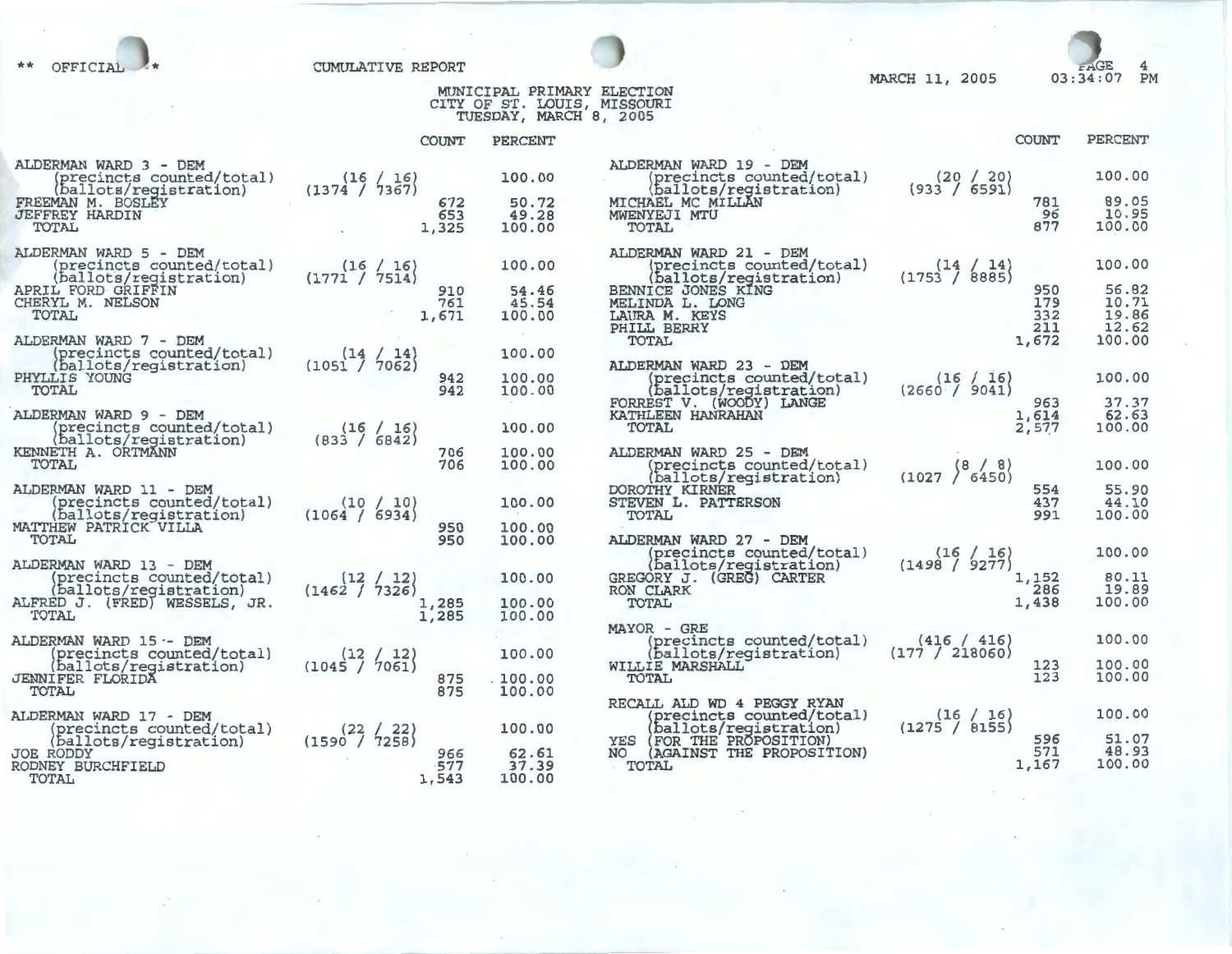** OFFICIAL **

CUMULATIVE REPORT

MUNICIPAL PRIMARY ELECTION
CITY OF ST. LOUIS, MISSOURI
TUESDAY, MARCH 8, 2005

MARCH 11, 2005

| | | COUNT | PERCENT |
|---|---|---|---|
| **ALDERMAN WARD 3 - DEM** | | | |
| (precincts counted/total) | (16 / 16) | | 100.00 |
| (ballots/registration) | (1374 / 7367) | | |
| FREEMAN M. BOSLEY | | 672 | 50.72 |
| JEFFREY HARDIN | | 653 | 49.28 |
| TOTAL | | 1,325 | 100.00 |
| **ALDERMAN WARD 5 - DEM** | | | |
| (precincts counted/total) | (16 / 16) | | 100.00 |
| (ballots/registration) | (1771 / 7514) | | |
| APRIL FORD GRIFFIN | | 910 | 54.46 |
| CHERYL M. NELSON | | 761 | 45.54 |
| TOTAL | | 1,671 | 100.00 |
| **ALDERMAN WARD 7 - DEM** | | | |
| (precincts counted/total) | (14 / 14) | | 100.00 |
| (ballots/registration) | (1051 / 7062) | | |
| PHYLLIS YOUNG | | 942 | 100.00 |
| TOTAL | | 942 | 100.00 |
| **ALDERMAN WARD 9 - DEM** | | | |
| (precincts counted/total) | (16 / 16) | | 100.00 |
| (ballots/registration) | (833 / 6842) | | |
| KENNETH A. ORTMANN | | 706 | 100.00 |
| TOTAL | | 706 | 100.00 |
| **ALDERMAN WARD 11 - DEM** | | | |
| (precincts counted/total) | (10 / 10) | | 100.00 |
| (ballots/registration) | (1064 / 6934) | | |
| MATTHEW PATRICK VILLA | | 950 | 100.00 |
| TOTAL | | 950 | 100.00 |
| **ALDERMAN WARD 13 - DEM** | | | |
| (precincts counted/total) | (12 / 12) | | 100.00 |
| (ballots/registration) | (1462 / 7326) | | |
| ALFRED J. (FRED) WESSELS, JR. | | 1,285 | 100.00 |
| TOTAL | | 1,285 | 100.00 |
| **ALDERMAN WARD 15 - DEM** | | | |
| (precincts counted/total) | (12 / 12) | | 100.00 |
| (ballots/registration) | (1045 / 7061) | | |
| JENNIFER FLORIDA | | 875 | 100.00 |
| TOTAL | | 875 | 100.00 |
| **ALDERMAN WARD 17 - DEM** | | | |
| (precincts counted/total) | (22 / 22) | | 100.00 |
| (ballots/registration) | (1590 / 7258) | | |
| JOE RODDY | | 966 | 62.61 |
| RODNEY BURCHFIELD | | 577 | 37.39 |
| TOTAL | | 1,543 | 100.00 |
| **ALDERMAN WARD 19 - DEM** | | | |
| (precincts counted/total) | (20 / 20) | | 100.00 |
| (ballots/registration) | (933 / 6591) | | |
| MICHAEL MC MILLAN | | 781 | 89.05 |
| MWENYEJI MTU | | 96 | 10.95 |
| TOTAL | | 877 | 100.00 |
| **ALDERMAN WARD 21 - DEM** | | | |
| (precincts counted/total) | (14 / 14) | | 100.00 |
| (ballots/registration) | (1753 / 8885) | | |
| BENNICE JONES KING | | 950 | 56.82 |
| MELINDA L. LONG | | 179 | 10.71 |
| LAURA M. KEYS | | 332 | 19.86 |
| PHILL BERRY | | 211 | 12.62 |
| TOTAL | | 1,672 | 100.00 |
| **ALDERMAN WARD 23 - DEM** | | | |
| (precincts counted/total) | (16 / 16) | | 100.00 |
| (ballots/registration) | (2660 / 9041) | | |
| FORREST V. (WOODY) LANGE | | 963 | 37.37 |
| KATHLEEN HANRAHAN | | 1,614 | 62.63 |
| TOTAL | | 2,577 | 100.00 |
| **ALDERMAN WARD 25 - DEM** | | | |
| (precincts counted/total) | (8 / 8) | | 100.00 |
| (ballots/registration) | (1027 / 6450) | | |
| DOROTHY KIRNER | | 554 | 55.90 |
| STEVEN L. PATTERSON | | 437 | 44.10 |
| TOTAL | | 991 | 100.00 |
| **ALDERMAN WARD 27 - DEM** | | | |
| (precincts counted/total) | (16 / 16) | | 100.00 |
| (ballots/registration) | (1498 / 9277) | | |
| GREGORY J. (GREG) CARTER | | 1,152 | 80.11 |
| RON CLARK | | 286 | 19.89 |
| TOTAL | | 1,438 | 100.00 |
| **MAYOR - GRE** | | | |
| (precincts counted/total) | (416 / 416) | | 100.00 |
| (ballots/registration) | (177 / 218060) | | |
| WILLIE MARSHALL | | 123 | 100.00 |
| TOTAL | | 123 | 100.00 |
| **RECALL ALD WD 4 PEGGY RYAN** | | | |
| (precincts counted/total) | (16 / 16) | | 100.00 |
| (ballots/registration) | (1275 / 8155) | | |
| YES (FOR THE PROPOSITION) | | 596 | 51.07 |
| NO (AGAINST THE PROPOSITION) | | 571 | 48.93 |
| TOTAL | | 1,167 | 100.00 |